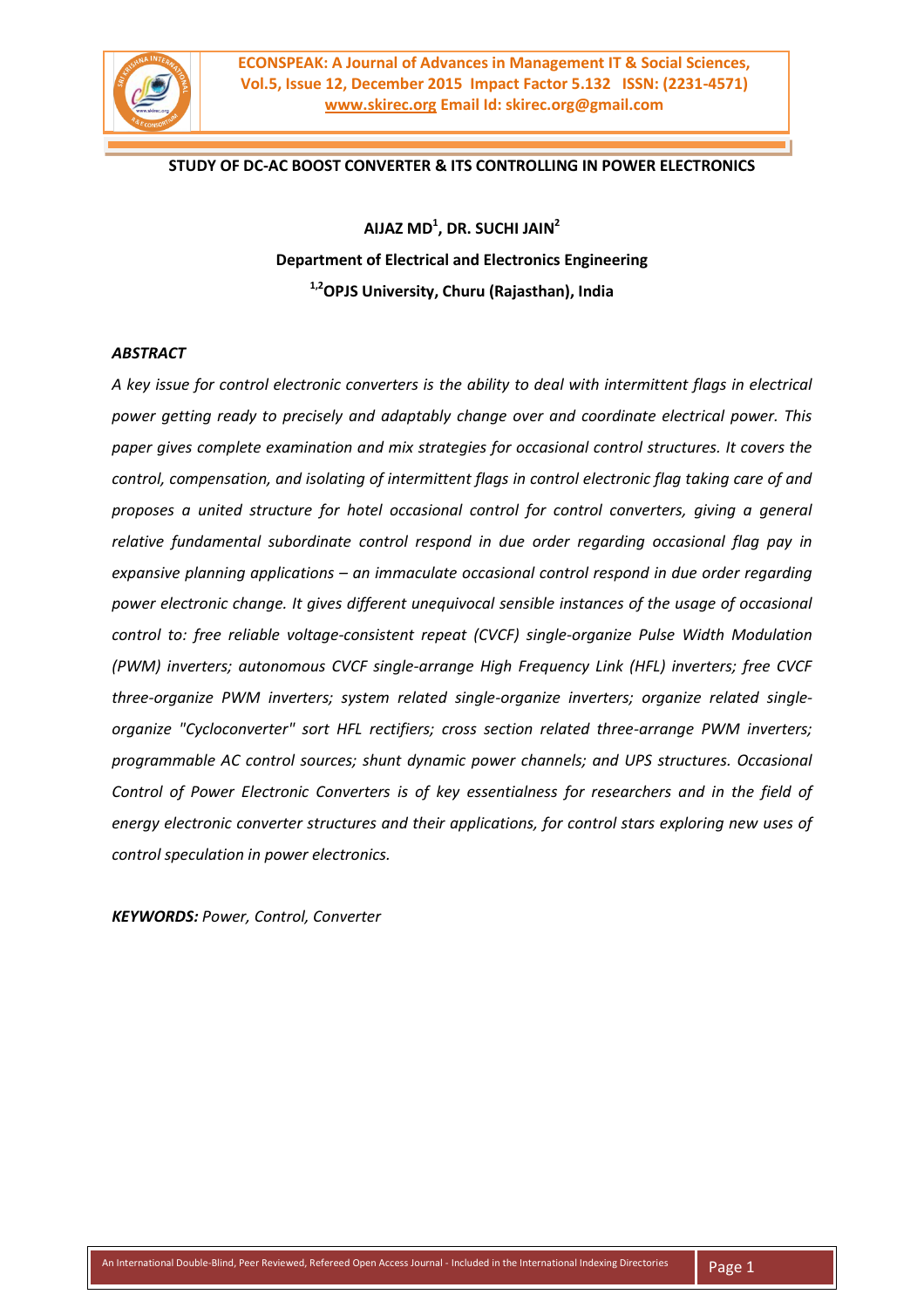# STUDY OF DC-AC BOOST CONVERTER & ITS CONTROLLING IN POWER ELECTRONICS

**AIJAZ MD[1], DR. SUCHI JAIN[2]**

**Department of Electrical and Electronics Engineering**

**[1,2]OPJS University, Churu (Rajasthan), India**

## *ABSTRACT*

*A key issue for control electronic converters is the ability to deal with intermittent flags in electrical power getting ready to precisely and adaptably change over and coordinate electrical power. This paper gives complete examination and mix strategies for occasional control structures. It covers the control, compensation, and isolating of intermittent flags in control electronic flag taking care of and proposes a united structure for hotel occasional control for control converters, giving a general relative fundamental subordinate control respond in due order regarding occasional flag pay in expansive planning applications – an immaculate occasional control respond in due order regarding power electronic change. It gives different unequivocal sensible instances of the usage of occasional control to: free reliable voltage-consistent repeat (CVCF) single-organize Pulse Width Modulation (PWM) inverters; autonomous CVCF single-arrange High Frequency Link (HFL) inverters; free CVCF three-organize PWM inverters; system related single-organize inverters; organize related single-organize "Cycloconverter" sort HFL rectifiers; cross section related three-arrange PWM inverters; programmable AC control sources; shunt dynamic power channels; and UPS structures. Occasional Control of Power Electronic Converters is of key essentialness for researchers and in the field of energy electronic converter structures and their applications, for control stars exploring new uses of control speculation in power electronics.*

***KEYWORDS:*** *Power, Control, Converter*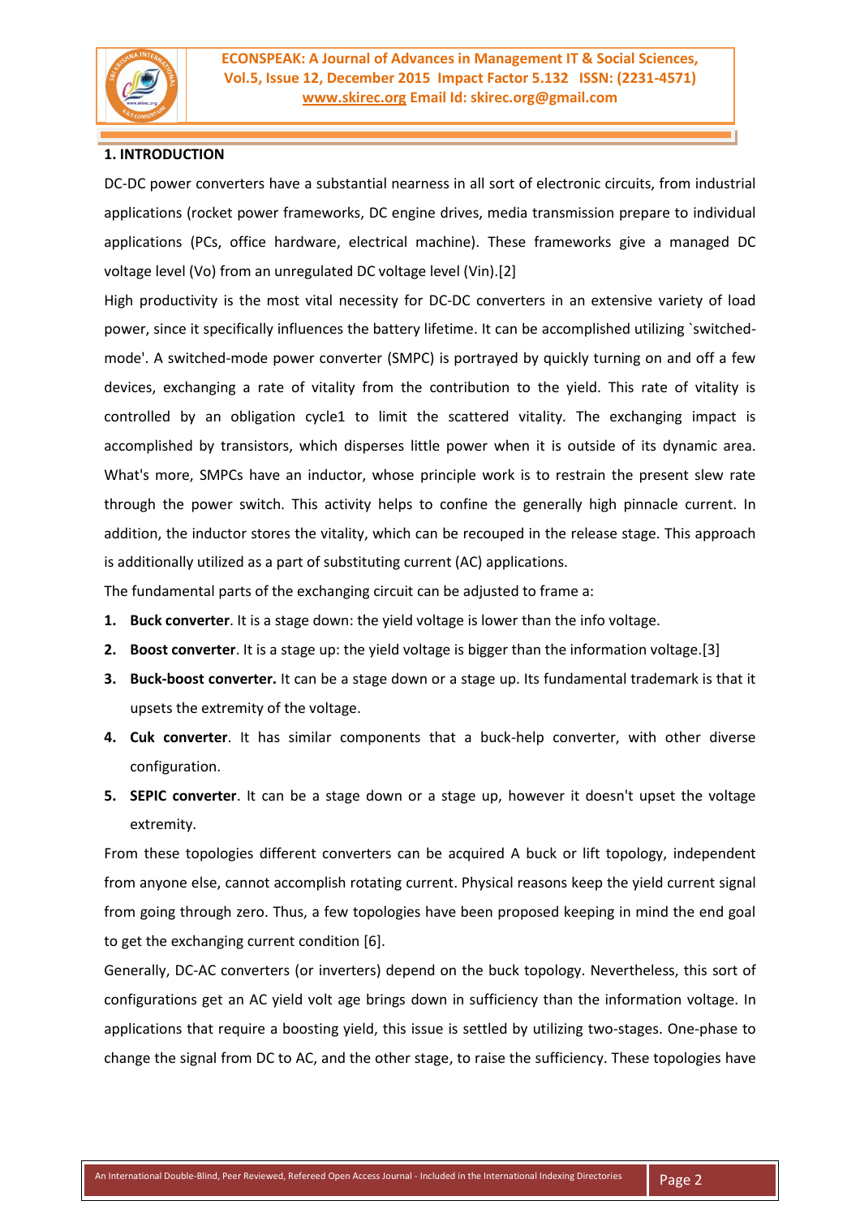## 1. INTRODUCTION

DC-DC power converters have a substantial nearness in all sort of electronic circuits, from industrial applications (rocket power frameworks, DC engine drives, media transmission prepare to individual applications (PCs, office hardware, electrical machine). These frameworks give a managed DC voltage level (Vo) from an unregulated DC voltage level (Vin).[2]

High productivity is the most vital necessity for DC-DC converters in an extensive variety of load power, since it specifically influences the battery lifetime. It can be accomplished utilizing `switched-mode'. A switched-mode power converter (SMPC) is portrayed by quickly turning on and off a few devices, exchanging a rate of vitality from the contribution to the yield. This rate of vitality is controlled by an obligation cycle1 to limit the scattered vitality. The exchanging impact is accomplished by transistors, which disperses little power when it is outside of its dynamic area. What's more, SMPCs have an inductor, whose principle work is to restrain the present slew rate through the power switch. This activity helps to confine the generally high pinnacle current. In addition, the inductor stores the vitality, which can be recouped in the release stage. This approach is additionally utilized as a part of substituting current (AC) applications.

The fundamental parts of the exchanging circuit can be adjusted to frame a:

1. **Buck converter**. It is a stage down: the yield voltage is lower than the info voltage.
2. **Boost converter**. It is a stage up: the yield voltage is bigger than the information voltage.[3]
3. **Buck-boost converter.** It can be a stage down or a stage up. Its fundamental trademark is that it upsets the extremity of the voltage.
4. **Cuk converter**. It has similar components that a buck-help converter, with other diverse configuration.
5. **SEPIC converter**. It can be a stage down or a stage up, however it doesn't upset the voltage extremity.

From these topologies different converters can be acquired A buck or lift topology, independent from anyone else, cannot accomplish rotating current. Physical reasons keep the yield current signal from going through zero. Thus, a few topologies have been proposed keeping in mind the end goal to get the exchanging current condition [6].

Generally, DC-AC converters (or inverters) depend on the buck topology. Nevertheless, this sort of configurations get an AC yield volt age brings down in sufficiency than the information voltage. In applications that require a boosting yield, this issue is settled by utilizing two-stages. One-phase to change the signal from DC to AC, and the other stage, to raise the sufficiency. These topologies have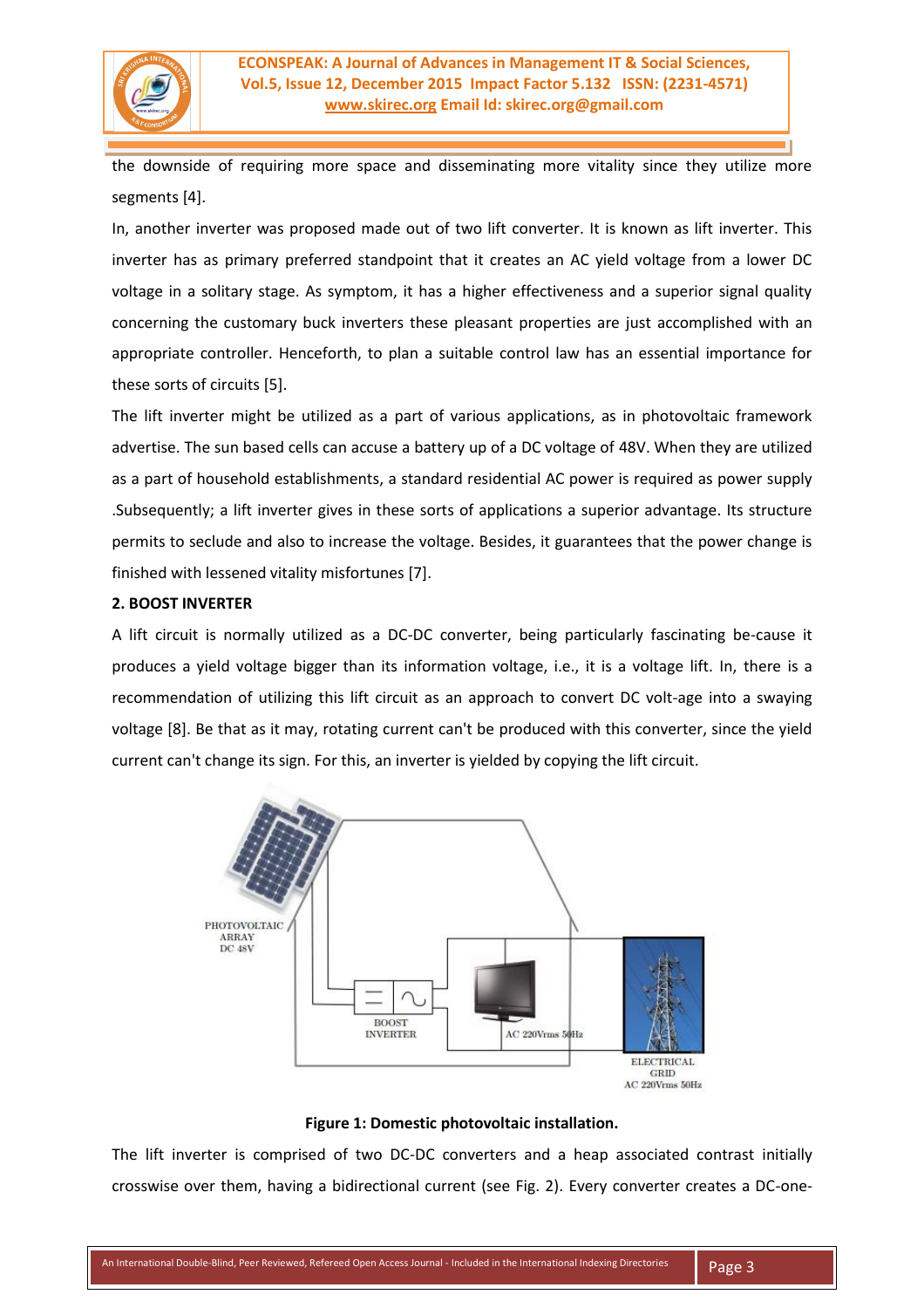the downside of requiring more space and disseminating more vitality since they utilize more segments [4].

In, another inverter was proposed made out of two lift converter. It is known as lift inverter. This inverter has as primary preferred standpoint that it creates an AC yield voltage from a lower DC voltage in a solitary stage. As symptom, it has a higher effectiveness and a superior signal quality concerning the customary buck inverters these pleasant properties are just accomplished with an appropriate controller. Henceforth, to plan a suitable control law has an essential importance for these sorts of circuits [5].

The lift inverter might be utilized as a part of various applications, as in photovoltaic framework advertise. The sun based cells can accuse a battery up of a DC voltage of 48V. When they are utilized as a part of household establishments, a standard residential AC power is required as power supply .Subsequently; a lift inverter gives in these sorts of applications a superior advantage. Its structure permits to seclude and also to increase the voltage. Besides, it guarantees that the power change is finished with lessened vitality misfortunes [7].

**2. BOOST INVERTER**

A lift circuit is normally utilized as a DC-DC converter, being particularly fascinating be-cause it produces a yield voltage bigger than its information voltage, i.e., it is a voltage lift. In, there is a recommendation of utilizing this lift circuit as an approach to convert DC volt-age into a swaying voltage [8]. Be that as it may, rotating current can't be produced with this converter, since the yield current can't change its sign. For this, an inverter is yielded by copying the lift circuit.

PHOTOVOLTAIC ARRAY DC 48V

BOOST INVERTER

AC 220Vrms 50Hz

ELECTRICAL GRID AC 220Vrms 50Hz

**Figure 1: Domestic photovoltaic installation.**

The lift inverter is comprised of two DC-DC converters and a heap associated contrast initially crosswise over them, having a bidirectional current (see Fig. 2). Every converter creates a DC-one-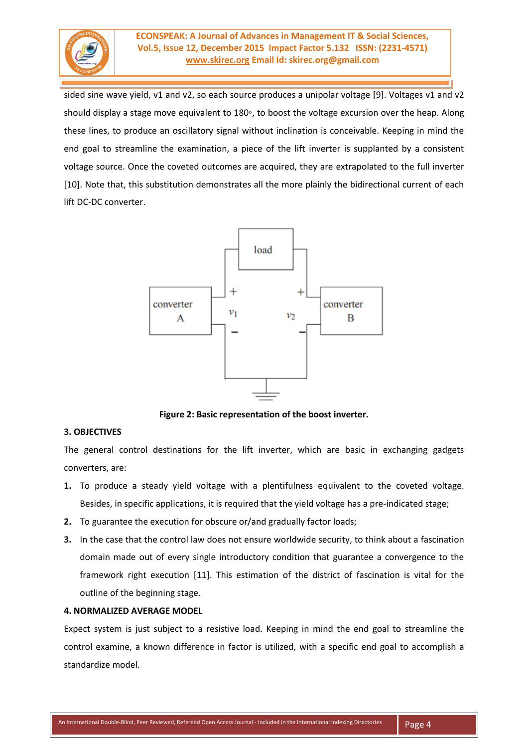sided sine wave yield, v1 and v2, so each source produces a unipolar voltage [9]. Voltages v1 and v2 should display a stage move equivalent to 180◦, to boost the voltage excursion over the heap. Along these lines, to produce an oscillatory signal without inclination is conceivable. Keeping in mind the end goal to streamline the examination, a piece of the lift inverter is supplanted by a consistent voltage source. Once the coveted outcomes are acquired, they are extrapolated to the full inverter [10]. Note that, this substitution demonstrates all the more plainly the bidirectional current of each lift DC-DC converter.

**Figure 2: Basic representation of the boost inverter.**

### 3. OBJECTIVES

The general control destinations for the lift inverter, which are basic in exchanging gadgets converters, are:

1. To produce a steady yield voltage with a plentifulness equivalent to the coveted voltage. Besides, in specific applications, it is required that the yield voltage has a pre-indicated stage;
2. To guarantee the execution for obscure or/and gradually factor loads;
3. In the case that the control law does not ensure worldwide security, to think about a fascination domain made out of every single introductory condition that guarantee a convergence to the framework right execution [11]. This estimation of the district of fascination is vital for the outline of the beginning stage.

### 4. NORMALIZED AVERAGE MODEL

Expect system is just subject to a resistive load. Keeping in mind the end goal to streamline the control examine, a known difference in factor is utilized, with a specific end goal to accomplish a standardize model.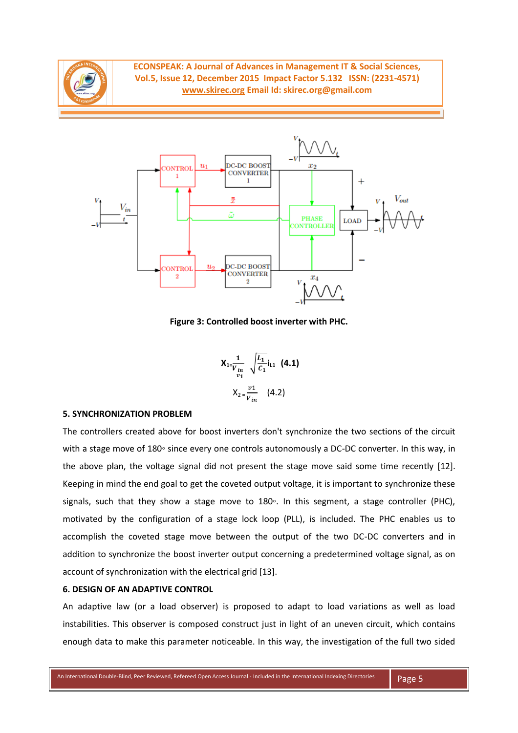Figure 3: Controlled boost inverter with PHC.

$$X_1 = \frac{1}{\frac{V_{in}}{v_1}} \sqrt{\frac{L_1}{C_1}} i_{L1} \quad (4.1)$$

$$X_2 = \frac{v1}{V_{in}} \quad (4.2)$$

## 5. SYNCHRONIZATION PROBLEM

The controllers created above for boost inverters don't synchronize the two sections of the circuit with a stage move of 180◦ since every one controls autonomously a DC-DC converter. In this way, in the above plan, the voltage signal did not present the stage move said some time recently [12]. Keeping in mind the end goal to get the coveted output voltage, it is important to synchronize these signals, such that they show a stage move to 180◦. In this segment, a stage controller (PHC), motivated by the configuration of a stage lock loop (PLL), is included. The PHC enables us to accomplish the coveted stage move between the output of the two DC-DC converters and in addition to synchronize the boost inverter output concerning a predetermined voltage signal, as on account of synchronization with the electrical grid [13].

## 6. DESIGN OF AN ADAPTIVE CONTROL

An adaptive law (or a load observer) is proposed to adapt to load variations as well as load instabilities. This observer is composed construct just in light of an uneven circuit, which contains enough data to make this parameter noticeable. In this way, the investigation of the full two sided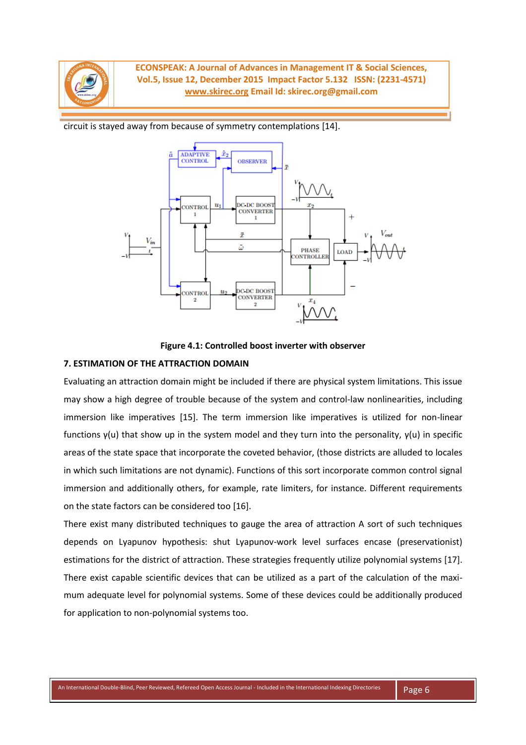circuit is stayed away from because of symmetry contemplations [14].

**Figure 4.1: Controlled boost inverter with observer**

**7. ESTIMATION OF THE ATTRACTION DOMAIN**

Evaluating an attraction domain might be included if there are physical system limitations. This issue may show a high degree of trouble because of the system and control-law nonlinearities, including immersion like imperatives [15]. The term immersion like imperatives is utilized for non-linear functions γ(u) that show up in the system model and they turn into the personality, γ(u) in specific areas of the state space that incorporate the coveted behavior, (those districts are alluded to locales in which such limitations are not dynamic). Functions of this sort incorporate common control signal immersion and additionally others, for example, rate limiters, for instance. Different requirements on the state factors can be considered too [16].

There exist many distributed techniques to gauge the area of attraction A sort of such techniques depends on Lyapunov hypothesis: shut Lyapunov-work level surfaces encase (preservationist) estimations for the district of attraction. These strategies frequently utilize polynomial systems [17]. There exist capable scientific devices that can be utilized as a part of the calculation of the maximum adequate level for polynomial systems. Some of these devices could be additionally produced for application to non-polynomial systems too.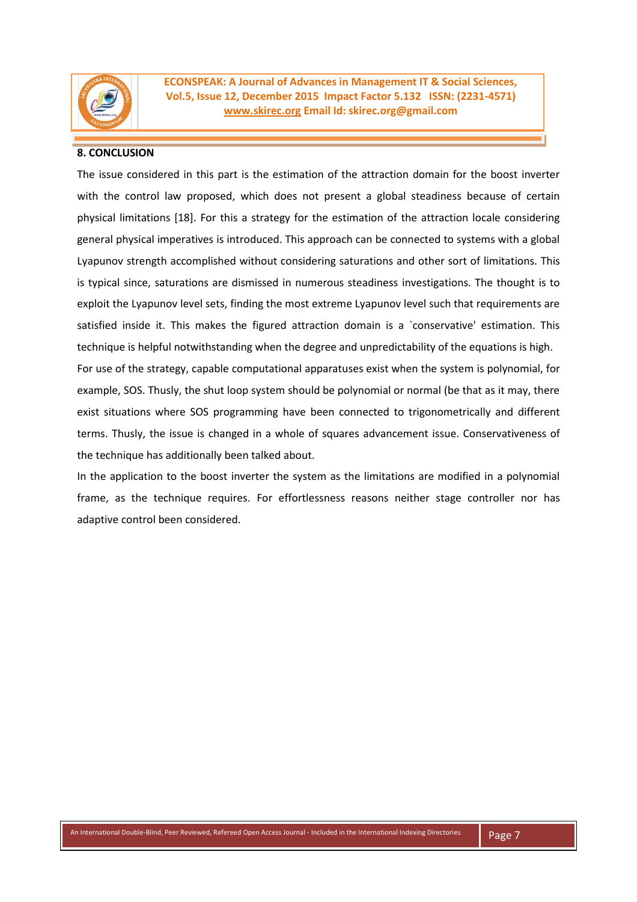## 8. CONCLUSION

The issue considered in this part is the estimation of the attraction domain for the boost inverter with the control law proposed, which does not present a global steadiness because of certain physical limitations [18]. For this a strategy for the estimation of the attraction locale considering general physical imperatives is introduced. This approach can be connected to systems with a global Lyapunov strength accomplished without considering saturations and other sort of limitations. This is typical since, saturations are dismissed in numerous steadiness investigations. The thought is to exploit the Lyapunov level sets, finding the most extreme Lyapunov level such that requirements are satisfied inside it. This makes the figured attraction domain is a `conservative' estimation. This technique is helpful notwithstanding when the degree and unpredictability of the equations is high.

For use of the strategy, capable computational apparatuses exist when the system is polynomial, for example, SOS. Thusly, the shut loop system should be polynomial or normal (be that as it may, there exist situations where SOS programming have been connected to trigonometrically and different terms. Thusly, the issue is changed in a whole of squares advancement issue. Conservativeness of the technique has additionally been talked about.

In the application to the boost inverter the system as the limitations are modified in a polynomial frame, as the technique requires. For effortlessness reasons neither stage controller nor has adaptive control been considered.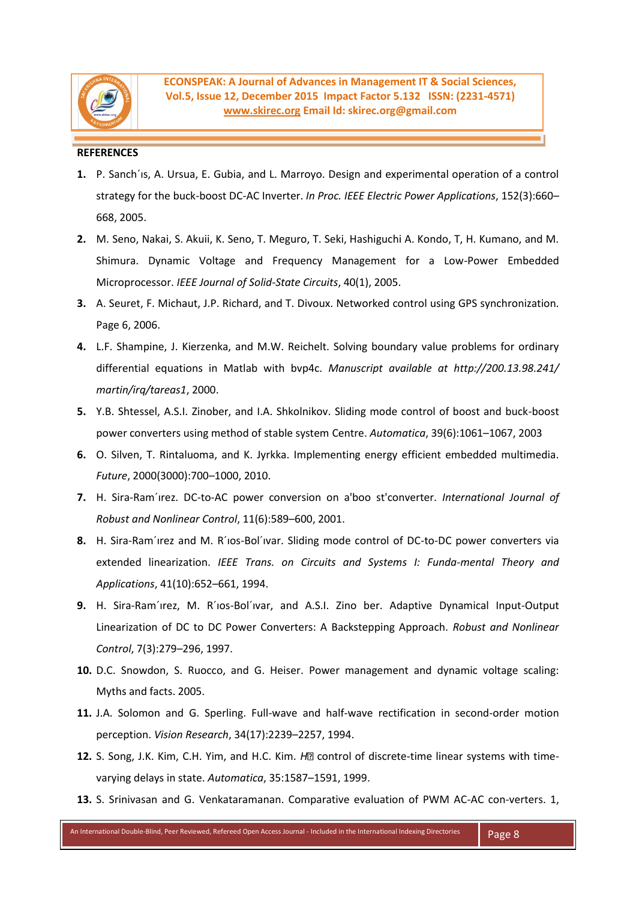**REFERENCES**

1. P. Sanch´ıs, A. Ursua, E. Gubia, and L. Marroyo. Design and experimental operation of a control strategy for the buck-boost DC-AC Inverter. *In Proc. IEEE Electric Power Applications*, 152(3):660–668, 2005.
2. M. Seno, Nakai, S. Akuii, K. Seno, T. Meguro, T. Seki, Hashiguchi A. Kondo, T, H. Kumano, and M. Shimura. Dynamic Voltage and Frequency Management for a Low-Power Embedded Microprocessor. *IEEE Journal of Solid-State Circuits*, 40(1), 2005.
3. A. Seuret, F. Michaut, J.P. Richard, and T. Divoux. Networked control using GPS synchronization. Page 6, 2006.
4. L.F. Shampine, J. Kierzenka, and M.W. Reichelt. Solving boundary value problems for ordinary differential equations in Matlab with bvp4c. *Manuscript available at http://200.13.98.241/martin/irq/tareas1*, 2000.
5. Y.B. Shtessel, A.S.I. Zinober, and I.A. Shkolnikov. Sliding mode control of boost and buck-boost power converters using method of stable system Centre. *Automatica*, 39(6):1061–1067, 2003
6. O. Silven, T. Rintaluoma, and K. Jyrkka. Implementing energy efficient embedded multimedia. *Future*, 2000(3000):700–1000, 2010.
7. H. Sira-Ram´ırez. DC-to-AC power conversion on a'boo st'converter. *International Journal of Robust and Nonlinear Control*, 11(6):589–600, 2001.
8. H. Sira-Ram´ırez and M. R´ıos-Bol´ıvar. Sliding mode control of DC-to-DC power converters via extended linearization. *IEEE Trans. on Circuits and Systems I: Funda-mental Theory and Applications*, 41(10):652–661, 1994.
9. H. Sira-Ram´ırez, M. R´ıos-Bol´ıvar, and A.S.I. Zino ber. Adaptive Dynamical Input-Output Linearization of DC to DC Power Converters: A Backstepping Approach. *Robust and Nonlinear Control*, 7(3):279–296, 1997.
10. D.C. Snowdon, S. Ruocco, and G. Heiser. Power management and dynamic voltage scaling: Myths and facts. 2005.
11. J.A. Solomon and G. Sperling. Full-wave and half-wave rectification in second-order motion perception. *Vision Research*, 34(17):2239–2257, 1994.
12. S. Song, J.K. Kim, C.H. Yim, and H.C. Kim. *H*� control of discrete-time linear systems with time-varying delays in state. *Automatica*, 35:1587–1591, 1999.
13. S. Srinivasan and G. Venkataramanan. Comparative evaluation of PWM AC-AC con-verters. 1,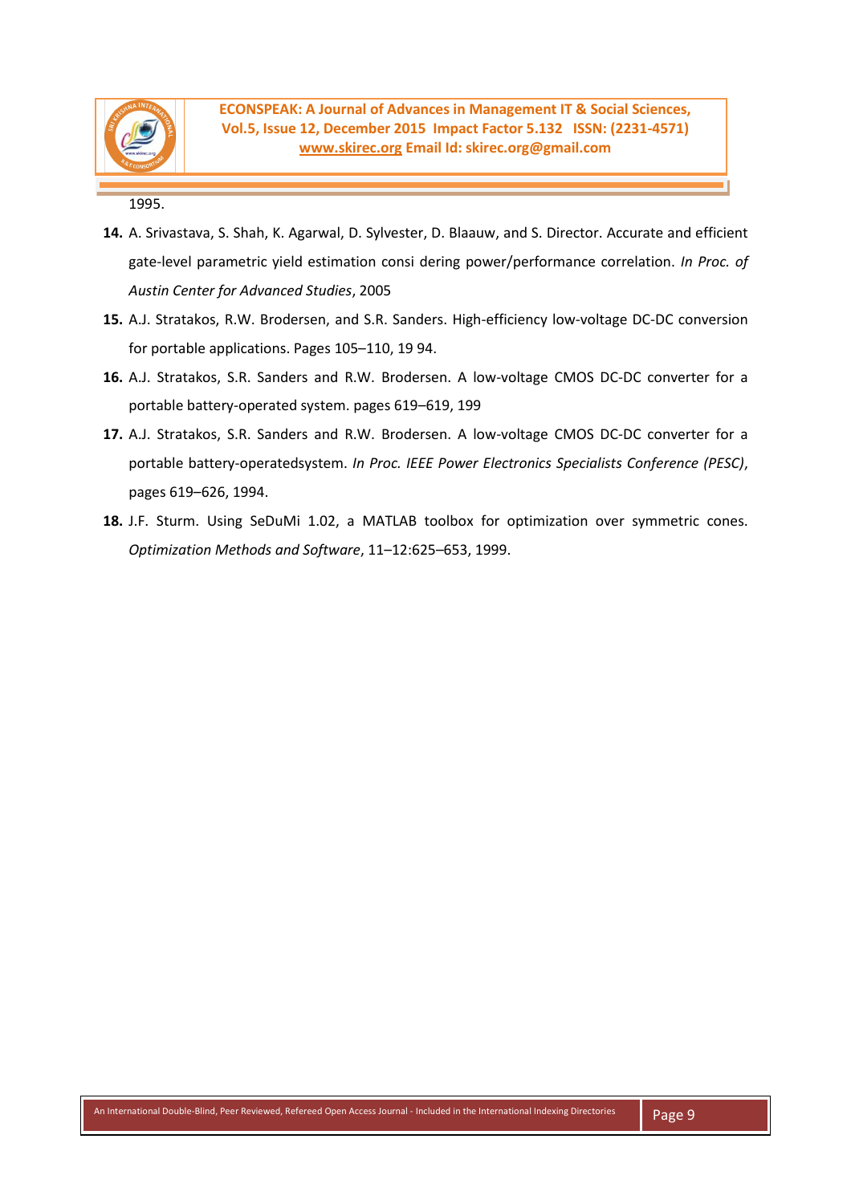1995.

14. A. Srivastava, S. Shah, K. Agarwal, D. Sylvester, D. Blaauw, and S. Director. Accurate and efficient gate-level parametric yield estimation consi dering power/performance correlation. *In Proc. of Austin Center for Advanced Studies*, 2005

15. A.J. Stratakos, R.W. Brodersen, and S.R. Sanders. High-efficiency low-voltage DC-DC conversion for portable applications. Pages 105–110, 19 94.

16. A.J. Stratakos, S.R. Sanders and R.W. Brodersen. A low-voltage CMOS DC-DC converter for a portable battery-operated system. pages 619–619, 199

17. A.J. Stratakos, S.R. Sanders and R.W. Brodersen. A low-voltage CMOS DC-DC converter for a portable battery-operatedsystem. *In Proc. IEEE Power Electronics Specialists Conference (PESC)*, pages 619–626, 1994.

18. J.F. Sturm. Using SeDuMi 1.02, a MATLAB toolbox for optimization over symmetric cones. *Optimization Methods and Software*, 11–12:625–653, 1999.